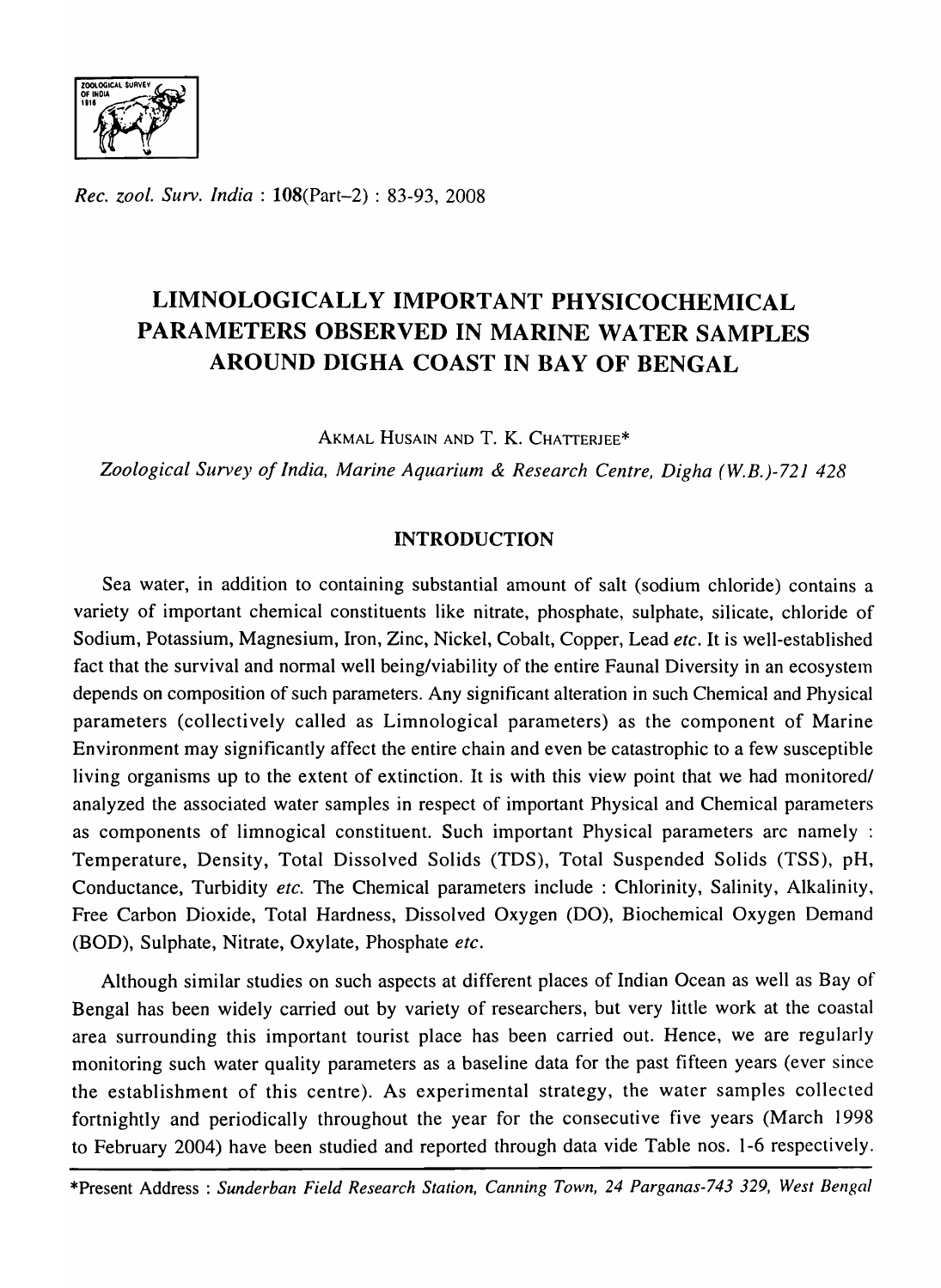*Rec. zool. Surv. India* : **108**(Part-2) : 83-93, 2008

# LIMNOLOGICALLY IMPORTANT PHYSICOCHEMICAL PARAMETERS OBSERVED IN MARINE WATER SAMPLES AROUND DIGHA COAST IN BAY OF BENGAL

AKMAL HUSAIN AND T. K. CHATTERJEE*

*Zoological Survey of India, Marine Aquarium & Research Centre, Digha (W.B.)-721 428*

## INTRODUCTION

Sea water, in addition to containing substantial amount of salt (sodium chloride) contains a variety of important chemical constituents like nitrate, phosphate, sulphate, silicate, chloride of Sodium, Potassium, Magnesium, Iron, Zinc, Nickel, Cobalt, Copper, Lead *etc*. It is well-established fact that the survival and normal well being/viability of the entire Faunal Diversity in an ecosystem depends on composition of such parameters. Any significant alteration in such Chemical and Physical parameters (collectively called as Limnological parameters) as the component of Marine Environment may significantly affect the entire chain and even be catastrophic to a few susceptible living organisms up to the extent of extinction. It is with this view point that we had monitored/ analyzed the associated water samples in respect of important Physical and Chemical parameters as components of limnogical constituent. Such important Physical parameters arc namely : Temperature, Density, Total Dissolved Solids (TDS), Total Suspended Solids (TSS), pH, Conductance, Turbidity *etc*. The Chemical parameters include : Chlorinity, Salinity, Alkalinity, Free Carbon Dioxide, Total Hardness, Dissolved Oxygen (DO), Biochemical Oxygen Demand (BOD), Sulphate, Nitrate, Oxylate, Phosphate *etc*.

Although similar studies on such aspects at different places of Indian Ocean as well as Bay of Bengal has been widely carried out by variety of researchers, but very little work at the coastal area surrounding this important tourist place has been carried out. Hence, we are regularly monitoring such water quality parameters as a baseline data for the past fifteen years (ever since the establishment of this centre). As experimental strategy, the water samples collected fortnightly and periodically throughout the year for the consecutive five years (March 1998 to February 2004) have been studied and reported through data vide Table nos. 1-6 respectively.

*Present Address : *Sunderban Field Research Station, Canning Town, 24 Parganas-743 329, West Bengal*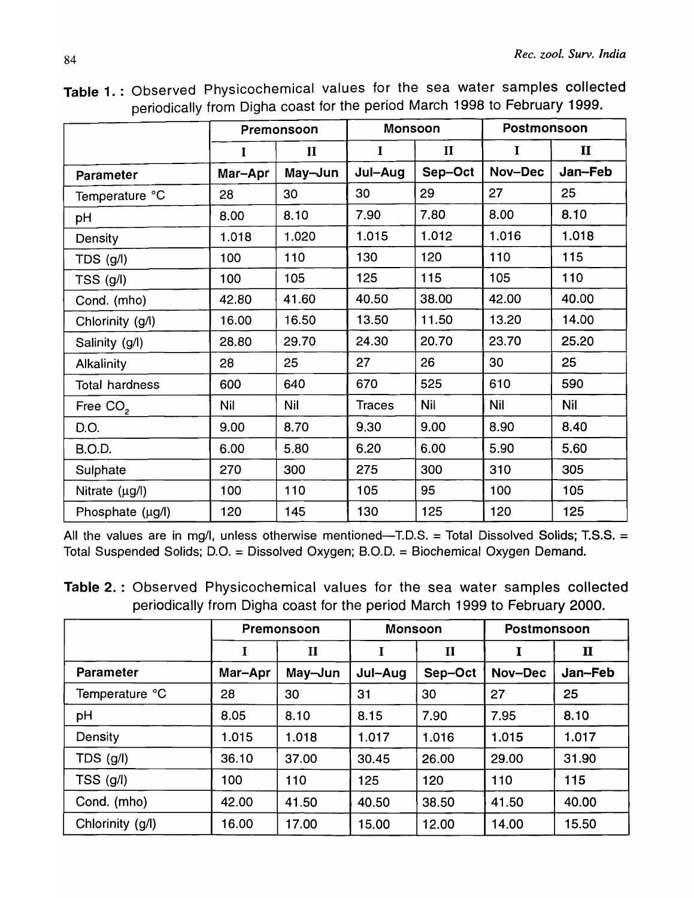**Table 1. :** Observed Physicochemical values for the sea water samples collected periodically from Digha coast for the period March 1998 to February 1999.

| | Premonsoon | | Monsoon | | Postmonsoon | |
|---|---|---|---|---|---|---|
| | I | II | I | II | I | II |
| **Parameter** | **Mar–Apr** | **May–Jun** | **Jul–Aug** | **Sep–Oct** | **Nov–Dec** | **Jan–Feb** |
| Temperature °C | 28 | 30 | 30 | 29 | 27 | 25 |
| pH | 8.00 | 8.10 | 7.90 | 7.80 | 8.00 | 8.10 |
| Density | 1.018 | 1.020 | 1.015 | 1.012 | 1.016 | 1.018 |
| TDS (g/l) | 100 | 110 | 130 | 120 | 110 | 115 |
| TSS (g/l) | 100 | 105 | 125 | 115 | 105 | 110 |
| Cond. (mho) | 42.80 | 41.60 | 40.50 | 38.00 | 42.00 | 40.00 |
| Chlorinity (g/l) | 16.00 | 16.50 | 13.50 | 11.50 | 13.20 | 14.00 |
| Salinity (g/l) | 28.80 | 29.70 | 24.30 | 20.70 | 23.70 | 25.20 |
| Alkalinity | 28 | 25 | 27 | 26 | 30 | 25 |
| Total hardness | 600 | 640 | 670 | 525 | 610 | 590 |
| Free $CO_2$ | Nil | Nil | Traces | Nil | Nil | Nil |
| D.O. | 9.00 | 8.70 | 9.30 | 9.00 | 8.90 | 8.40 |
| B.O.D. | 6.00 | 5.80 | 6.20 | 6.00 | 5.90 | 5.60 |
| Sulphate | 270 | 300 | 275 | 300 | 310 | 305 |
| Nitrate (μg/l) | 100 | 110 | 105 | 95 | 100 | 105 |
| Phosphate (μg/l) | 120 | 145 | 130 | 125 | 120 | 125 |

All the values are in mg/l, unless otherwise mentioned—T.D.S. = Total Dissolved Solids; T.S.S. = Total Suspended Solids; D.O. = Dissolved Oxygen; B.O.D. = Biochemical Oxygen Demand.

**Table 2. :** Observed Physicochemical values for the sea water samples collected periodically from Digha coast for the period March 1999 to February 2000.

| | Premonsoon | | Monsoon | | Postmonsoon | |
|---|---|---|---|---|---|---|
| | I | II | I | II | I | II |
| **Parameter** | **Mar–Apr** | **May–Jun** | **Jul–Aug** | **Sep–Oct** | **Nov–Dec** | **Jan–Feb** |
| Temperature °C | 28 | 30 | 31 | 30 | 27 | 25 |
| pH | 8.05 | 8.10 | 8.15 | 7.90 | 7.95 | 8.10 |
| Density | 1.015 | 1.018 | 1.017 | 1.016 | 1.015 | 1.017 |
| TDS (g/l) | 36.10 | 37.00 | 30.45 | 26.00 | 29.00 | 31.90 |
| TSS (g/l) | 100 | 110 | 125 | 120 | 110 | 115 |
| Cond. (mho) | 42.00 | 41.50 | 40.50 | 38.50 | 41.50 | 40.00 |
| Chlorinity (g/l) | 16.00 | 17.00 | 15.00 | 12.00 | 14.00 | 15.50 |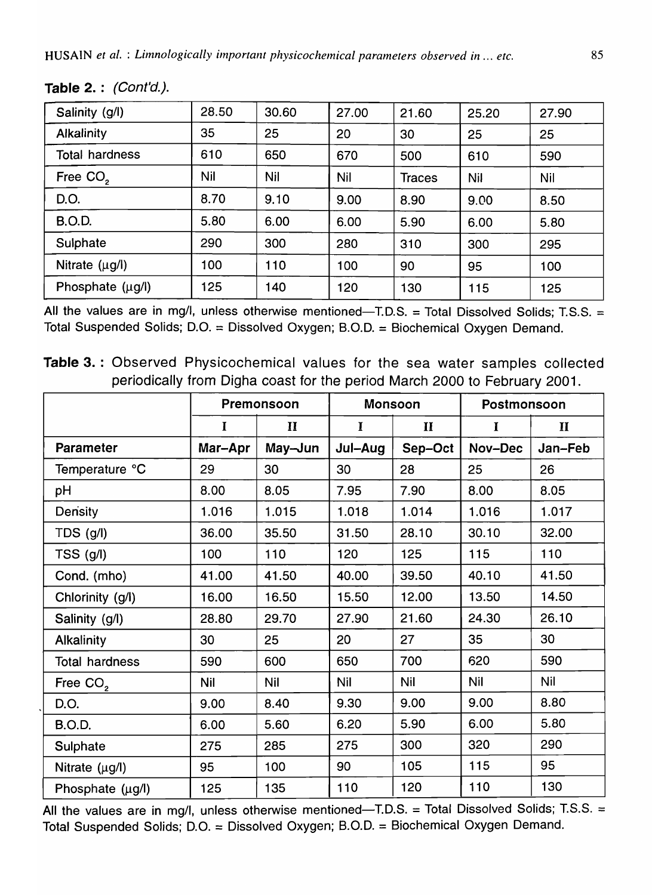**Table 2. :** *(Cont'd.).*

| | | | | | | |
|---|---|---|---|---|---|---|
| Salinity (g/l) | 28.50 | 30.60 | 27.00 | 21.60 | 25.20 | 27.90 |
| Alkalinity | 35 | 25 | 20 | 30 | 25 | 25 |
| Total hardness | 610 | 650 | 670 | 500 | 610 | 590 |
| Free $CO_2$ | Nil | Nil | Nil | Traces | Nil | Nil |
| D.O. | 8.70 | 9.10 | 9.00 | 8.90 | 9.00 | 8.50 |
| B.O.D. | 5.80 | 6.00 | 6.00 | 5.90 | 6.00 | 5.80 |
| Sulphate | 290 | 300 | 280 | 310 | 300 | 295 |
| Nitrate (μg/l) | 100 | 110 | 100 | 90 | 95 | 100 |
| Phosphate (μg/l) | 125 | 140 | 120 | 130 | 115 | 125 |

All the values are in mg/l, unless otherwise mentioned—T.D.S. = Total Dissolved Solids; T.S.S. = Total Suspended Solids; D.O. = Dissolved Oxygen; B.O.D. = Biochemical Oxygen Demand.

**Table 3. :** Observed Physicochemical values for the sea water samples collected periodically from Digha coast for the period March 2000 to February 2001.

| | Premonsoon | | Monsoon | | Postmonsoon | |
|---|---|---|---|---|---|---|
| | I | II | I | II | I | II |
| **Parameter** | **Mar–Apr** | **May–Jun** | **Jul–Aug** | **Sep–Oct** | **Nov–Dec** | **Jan–Feb** |
| Temperature °C | 29 | 30 | 30 | 28 | 25 | 26 |
| pH | 8.00 | 8.05 | 7.95 | 7.90 | 8.00 | 8.05 |
| Density | 1.016 | 1.015 | 1.018 | 1.014 | 1.016 | 1.017 |
| TDS (g/l) | 36.00 | 35.50 | 31.50 | 28.10 | 30.10 | 32.00 |
| TSS (g/l) | 100 | 110 | 120 | 125 | 115 | 110 |
| Cond. (mho) | 41.00 | 41.50 | 40.00 | 39.50 | 40.10 | 41.50 |
| Chlorinity (g/l) | 16.00 | 16.50 | 15.50 | 12.00 | 13.50 | 14.50 |
| Salinity (g/l) | 28.80 | 29.70 | 27.90 | 21.60 | 24.30 | 26.10 |
| Alkalinity | 30 | 25 | 20 | 27 | 35 | 30 |
| Total hardness | 590 | 600 | 650 | 700 | 620 | 590 |
| Free $CO_2$ | Nil | Nil | Nil | Nil | Nil | Nil |
| D.O. | 9.00 | 8.40 | 9.30 | 9.00 | 9.00 | 8.80 |
| B.O.D. | 6.00 | 5.60 | 6.20 | 5.90 | 6.00 | 5.80 |
| Sulphate | 275 | 285 | 275 | 300 | 320 | 290 |
| Nitrate (μg/l) | 95 | 100 | 90 | 105 | 115 | 95 |
| Phosphate (μg/l) | 125 | 135 | 110 | 120 | 110 | 130 |

All the values are in mg/l, unless otherwise mentioned—T.D.S. = Total Dissolved Solids; T.S.S. = Total Suspended Solids; D.O. = Dissolved Oxygen; B.O.D. = Biochemical Oxygen Demand.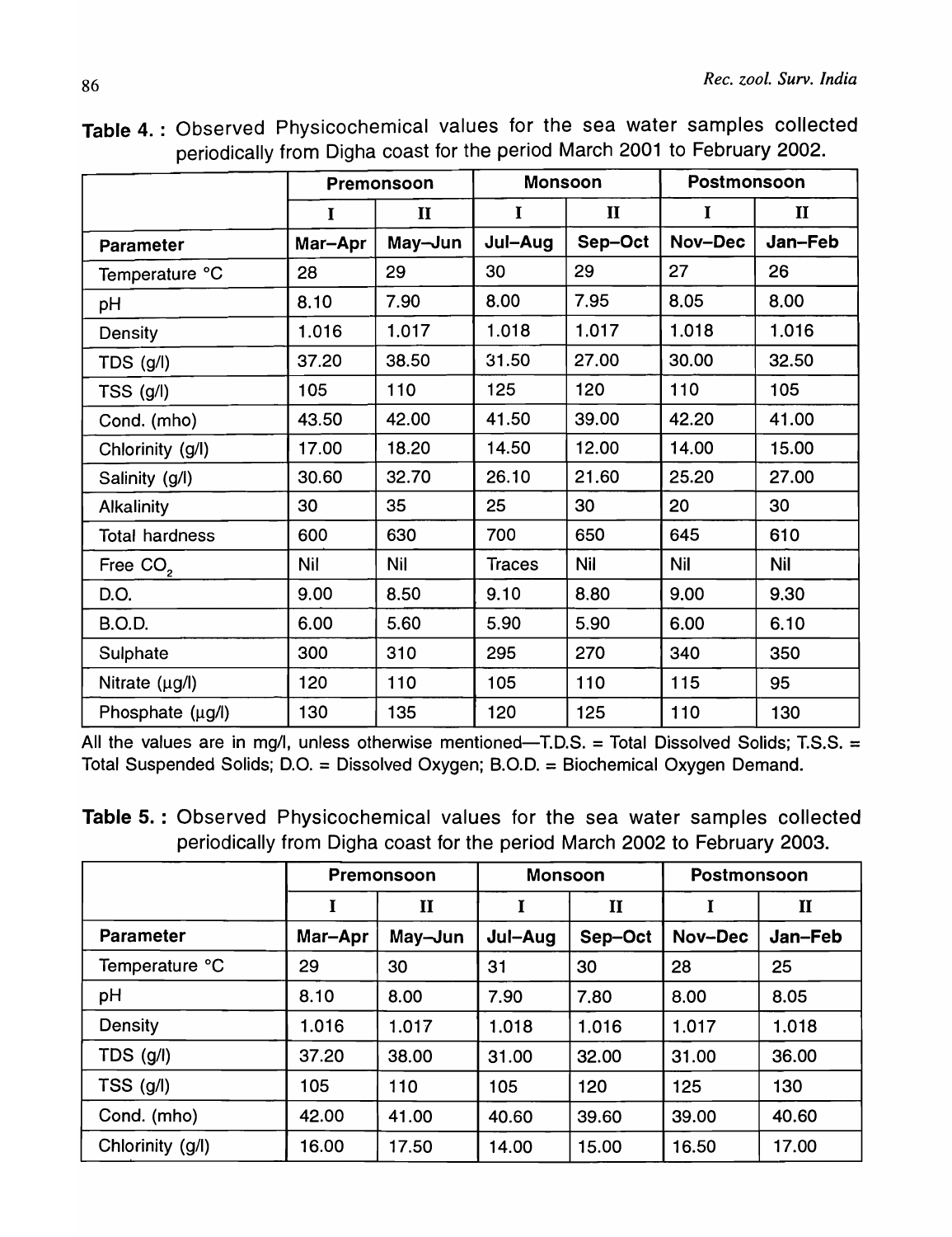**Table 4. :** Observed Physicochemical values for the sea water samples collected periodically from Digha coast for the period March 2001 to February 2002.

| | Premonsoon | | Monsoon | | Postmonsoon | |
|---|---|---|---|---|---|---|
| | I | II | I | II | I | II |
| **Parameter** | **Mar–Apr** | **May–Jun** | **Jul–Aug** | **Sep–Oct** | **Nov–Dec** | **Jan–Feb** |
| Temperature °C | 28 | 29 | 30 | 29 | 27 | 26 |
| pH | 8.10 | 7.90 | 8.00 | 7.95 | 8.05 | 8.00 |
| Density | 1.016 | 1.017 | 1.018 | 1.017 | 1.018 | 1.016 |
| TDS (g/l) | 37.20 | 38.50 | 31.50 | 27.00 | 30.00 | 32.50 |
| TSS (g/l) | 105 | 110 | 125 | 120 | 110 | 105 |
| Cond. (mho) | 43.50 | 42.00 | 41.50 | 39.00 | 42.20 | 41.00 |
| Chlorinity (g/l) | 17.00 | 18.20 | 14.50 | 12.00 | 14.00 | 15.00 |
| Salinity (g/l) | 30.60 | 32.70 | 26.10 | 21.60 | 25.20 | 27.00 |
| Alkalinity | 30 | 35 | 25 | 30 | 20 | 30 |
| Total hardness | 600 | 630 | 700 | 650 | 645 | 610 |
| Free $CO_2$ | Nil | Nil | Traces | Nil | Nil | Nil |
| D.O. | 9.00 | 8.50 | 9.10 | 8.80 | 9.00 | 9.30 |
| B.O.D. | 6.00 | 5.60 | 5.90 | 5.90 | 6.00 | 6.10 |
| Sulphate | 300 | 310 | 295 | 270 | 340 | 350 |
| Nitrate (µg/l) | 120 | 110 | 105 | 110 | 115 | 95 |
| Phosphate (µg/l) | 130 | 135 | 120 | 125 | 110 | 130 |

All the values are in mg/l, unless otherwise mentioned—T.D.S. = Total Dissolved Solids; T.S.S. = Total Suspended Solids; D.O. = Dissolved Oxygen; B.O.D. = Biochemical Oxygen Demand.

**Table 5. :** Observed Physicochemical values for the sea water samples collected periodically from Digha coast for the period March 2002 to February 2003.

| | Premonsoon | | Monsoon | | Postmonsoon | |
|---|---|---|---|---|---|---|
| | I | II | I | II | I | II |
| **Parameter** | **Mar–Apr** | **May–Jun** | **Jul–Aug** | **Sep–Oct** | **Nov–Dec** | **Jan–Feb** |
| Temperature °C | 29 | 30 | 31 | 30 | 28 | 25 |
| pH | 8.10 | 8.00 | 7.90 | 7.80 | 8.00 | 8.05 |
| Density | 1.016 | 1.017 | 1.018 | 1.016 | 1.017 | 1.018 |
| TDS (g/l) | 37.20 | 38.00 | 31.00 | 32.00 | 31.00 | 36.00 |
| TSS (g/l) | 105 | 110 | 105 | 120 | 125 | 130 |
| Cond. (mho) | 42.00 | 41.00 | 40.60 | 39.60 | 39.00 | 40.60 |
| Chlorinity (g/l) | 16.00 | 17.50 | 14.00 | 15.00 | 16.50 | 17.00 |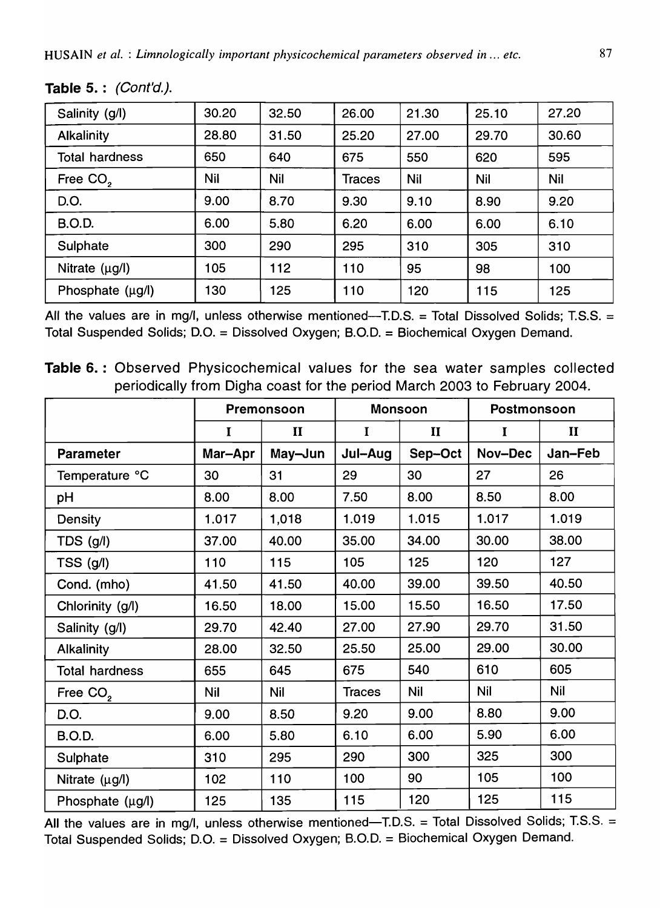**Table 5. :** *(Cont'd.)*.

| | | | | | | |
|---|---|---|---|---|---|---|
| Salinity (g/l) | 30.20 | 32.50 | 26.00 | 21.30 | 25.10 | 27.20 |
| Alkalinity | 28.80 | 31.50 | 25.20 | 27.00 | 29.70 | 30.60 |
| Total hardness | 650 | 640 | 675 | 550 | 620 | 595 |
| Free $CO_2$ | Nil | Nil | Traces | Nil | Nil | Nil |
| D.O. | 9.00 | 8.70 | 9.30 | 9.10 | 8.90 | 9.20 |
| B.O.D. | 6.00 | 5.80 | 6.20 | 6.00 | 6.00 | 6.10 |
| Sulphate | 300 | 290 | 295 | 310 | 305 | 310 |
| Nitrate (μg/l) | 105 | 112 | 110 | 95 | 98 | 100 |
| Phosphate (μg/l) | 130 | 125 | 110 | 120 | 115 | 125 |

All the values are in mg/l, unless otherwise mentioned—T.D.S. = Total Dissolved Solids; T.S.S. = Total Suspended Solids; D.O. = Dissolved Oxygen; B.O.D. = Biochemical Oxygen Demand.

**Table 6. :** Observed Physicochemical values for the sea water samples collected periodically from Digha coast for the period March 2003 to February 2004.

| | Premonsoon | | Monsoon | | Postmonsoon | |
|---|---|---|---|---|---|---|
| | I | II | I | II | I | II |
| **Parameter** | **Mar–Apr** | **May–Jun** | **Jul–Aug** | **Sep–Oct** | **Nov–Dec** | **Jan–Feb** |
| Temperature °C | 30 | 31 | 29 | 30 | 27 | 26 |
| pH | 8.00 | 8.00 | 7.50 | 8.00 | 8.50 | 8.00 |
| Density | 1.017 | 1,018 | 1.019 | 1.015 | 1.017 | 1.019 |
| TDS (g/l) | 37.00 | 40.00 | 35.00 | 34.00 | 30.00 | 38.00 |
| TSS (g/l) | 110 | 115 | 105 | 125 | 120 | 127 |
| Cond. (mho) | 41.50 | 41.50 | 40.00 | 39.00 | 39.50 | 40.50 |
| Chlorinity (g/l) | 16.50 | 18.00 | 15.00 | 15.50 | 16.50 | 17.50 |
| Salinity (g/l) | 29.70 | 42.40 | 27.00 | 27.90 | 29.70 | 31.50 |
| Alkalinity | 28.00 | 32.50 | 25.50 | 25.00 | 29.00 | 30.00 |
| Total hardness | 655 | 645 | 675 | 540 | 610 | 605 |
| Free $CO_2$ | Nil | Nil | Traces | Nil | Nil | Nil |
| D.O. | 9.00 | 8.50 | 9.20 | 9.00 | 8.80 | 9.00 |
| B.O.D. | 6.00 | 5.80 | 6.10 | 6.00 | 5.90 | 6.00 |
| Sulphate | 310 | 295 | 290 | 300 | 325 | 300 |
| Nitrate (μg/l) | 102 | 110 | 100 | 90 | 105 | 100 |
| Phosphate (μg/l) | 125 | 135 | 115 | 120 | 125 | 115 |

All the values are in mg/l, unless otherwise mentioned—T.D.S. = Total Dissolved Solids; T.S.S. = Total Suspended Solids; D.O. = Dissolved Oxygen; B.O.D. = Biochemical Oxygen Demand.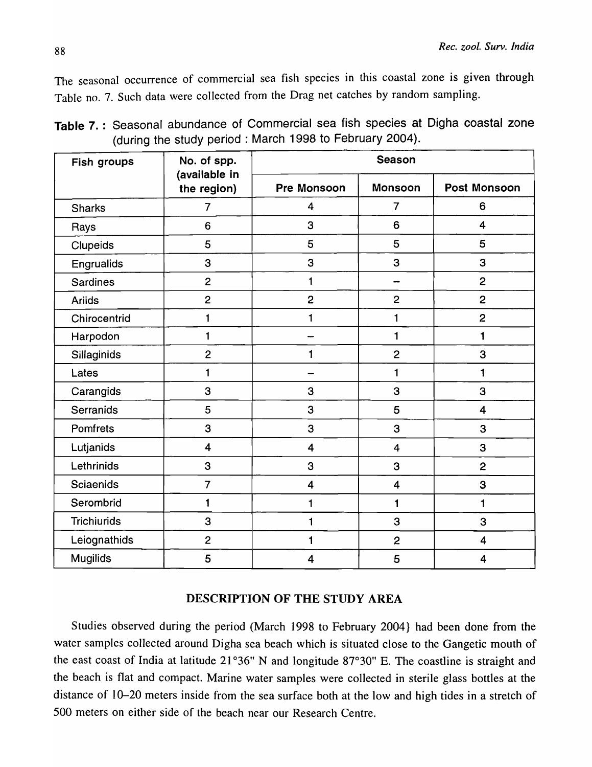The seasonal occurrence of commercial sea fish species in this coastal zone is given through Table no. 7. Such data were collected from the Drag net catches by random sampling.

**Table 7. :** Seasonal abundance of Commercial sea fish species at Digha coastal zone (during the study period : March 1998 to February 2004).

| Fish groups | No. of spp. (available in the region) | Season | | |
|---|---|---|---|---|
| | | Pre Monsoon | Monsoon | Post Monsoon |
| Sharks | 7 | 4 | 7 | 6 |
| Rays | 6 | 3 | 6 | 4 |
| Clupeids | 5 | 5 | 5 | 5 |
| Engrualids | 3 | 3 | 3 | 3 |
| Sardines | 2 | 1 | – | 2 |
| Ariids | 2 | 2 | 2 | 2 |
| Chirocentrid | 1 | 1 | 1 | 2 |
| Harpodon | 1 | – | 1 | 1 |
| Sillaginids | 2 | 1 | 2 | 3 |
| Lates | 1 | – | 1 | 1 |
| Carangids | 3 | 3 | 3 | 3 |
| Serranids | 5 | 3 | 5 | 4 |
| Pomfrets | 3 | 3 | 3 | 3 |
| Lutjanids | 4 | 4 | 4 | 3 |
| Lethrinids | 3 | 3 | 3 | 2 |
| Sciaenids | 7 | 4 | 4 | 3 |
| Serombrid | 1 | 1 | 1 | 1 |
| Trichiurids | 3 | 1 | 3 | 3 |
| Leiognathids | 2 | 1 | 2 | 4 |
| Mugilids | 5 | 4 | 5 | 4 |

## DESCRIPTION OF THE STUDY AREA

Studies observed during the period (March 1998 to February 2004} had been done from the water samples collected around Digha sea beach which is situated close to the Gangetic mouth of the east coast of India at latitude 21°36" N and longitude 87°30" E. The coastline is straight and the beach is flat and compact. Marine water samples were collected in sterile glass bottles at the distance of 10–20 meters inside from the sea surface both at the low and high tides in a stretch of 500 meters on either side of the beach near our Research Centre.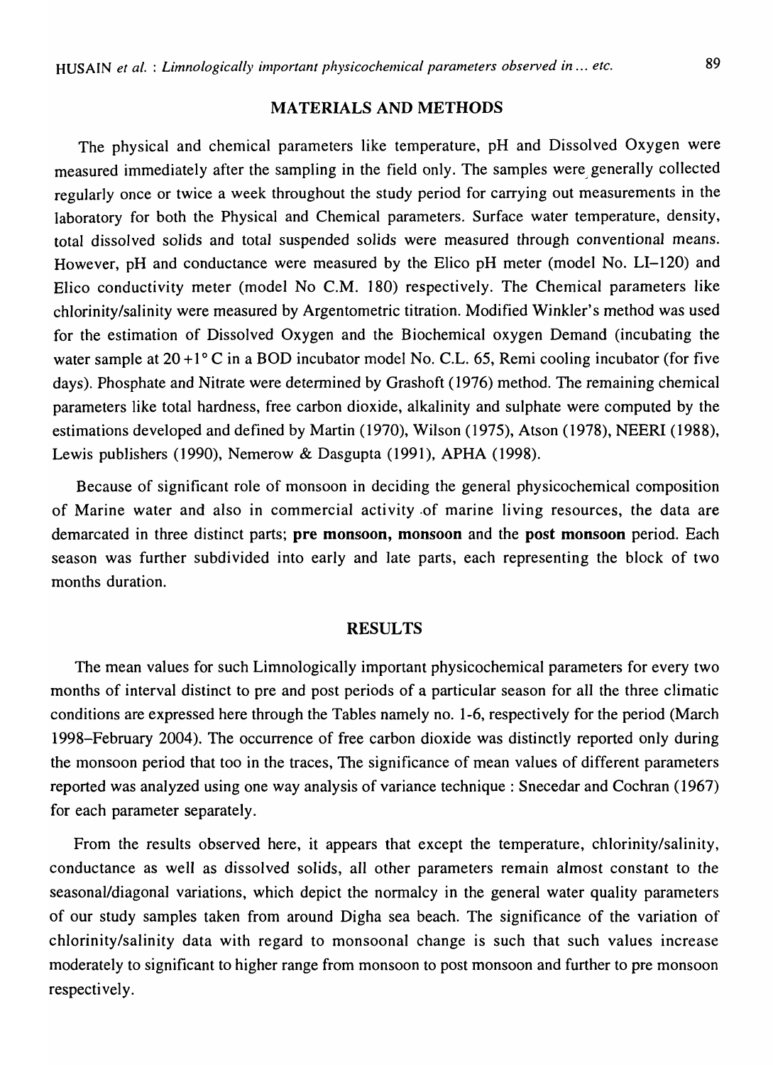## MATERIALS AND METHODS

The physical and chemical parameters like temperature, pH and Dissolved Oxygen were measured immediately after the sampling in the field only. The samples were generally collected regularly once or twice a week throughout the study period for carrying out measurements in the laboratory for both the Physical and Chemical parameters. Surface water temperature, density, total dissolved solids and total suspended solids were measured through conventional means. However, pH and conductance were measured by the Elico pH meter (model No. LI–120) and Elico conductivity meter (model No C.M. 180) respectively. The Chemical parameters like chlorinity/salinity were measured by Argentometric titration. Modified Winkler's method was used for the estimation of Dissolved Oxygen and the Biochemical oxygen Demand (incubating the water sample at 20 +1° C in a BOD incubator model No. C.L. 65, Remi cooling incubator (for five days). Phosphate and Nitrate were determined by Grashoft (1976) method. The remaining chemical parameters like total hardness, free carbon dioxide, alkalinity and sulphate were computed by the estimations developed and defined by Martin (1970), Wilson (1975), Atson (1978), NEERI (1988), Lewis publishers (1990), Nemerow & Dasgupta (1991), APHA (1998).

Because of significant role of monsoon in deciding the general physicochemical composition of Marine water and also in commercial activity of marine living resources, the data are demarcated in three distinct parts; **pre monsoon, monsoon** and the **post monsoon** period. Each season was further subdivided into early and late parts, each representing the block of two months duration.

## RESULTS

The mean values for such Limnologically important physicochemical parameters for every two months of interval distinct to pre and post periods of a particular season for all the three climatic conditions are expressed here through the Tables namely no. 1-6, respectively for the period (March 1998–February 2004). The occurrence of free carbon dioxide was distinctly reported only during the monsoon period that too in the traces, The significance of mean values of different parameters reported was analyzed using one way analysis of variance technique : Snecedar and Cochran (1967) for each parameter separately.

From the results observed here, it appears that except the temperature, chlorinity/salinity, conductance as well as dissolved solids, all other parameters remain almost constant to the seasonal/diagonal variations, which depict the normalcy in the general water quality parameters of our study samples taken from around Digha sea beach. The significance of the variation of chlorinity/salinity data with regard to monsoonal change is such that such values increase moderately to significant to higher range from monsoon to post monsoon and further to pre monsoon respectively.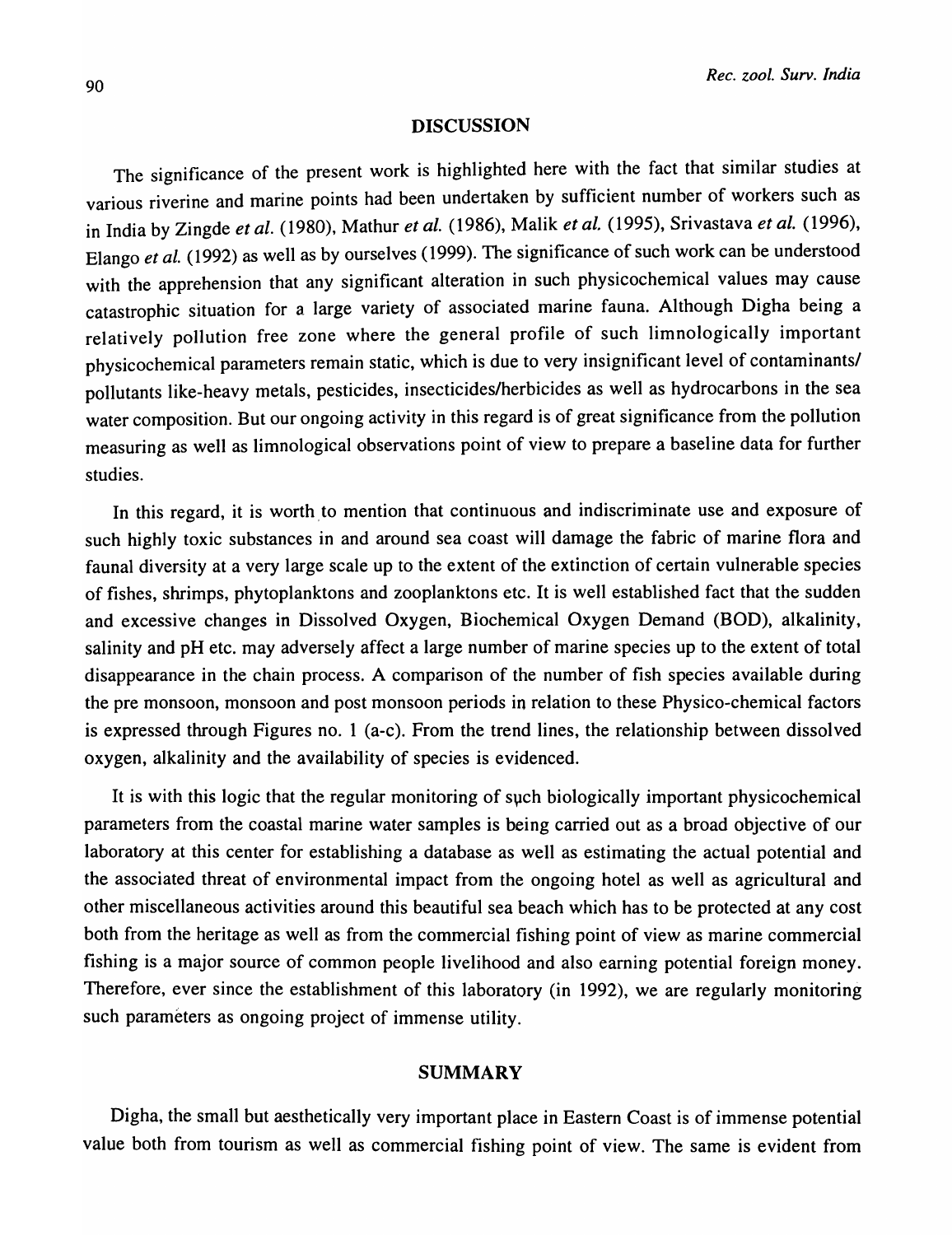## DISCUSSION

The significance of the present work is highlighted here with the fact that similar studies at various riverine and marine points had been undertaken by sufficient number of workers such as in India by Zingde *et al.* (1980), Mathur *et al.* (1986), Malik *et al.* (1995), Srivastava *et al.* (1996), Elango *et al.* (1992) as well as by ourselves (1999). The significance of such work can be understood with the apprehension that any significant alteration in such physicochemical values may cause catastrophic situation for a large variety of associated marine fauna. Although Digha being a relatively pollution free zone where the general profile of such limnologically important physicochemical parameters remain static, which is due to very insignificant level of contaminants/ pollutants like-heavy metals, pesticides, insecticides/herbicides as well as hydrocarbons in the sea water composition. But our ongoing activity in this regard is of great significance from the pollution measuring as well as limnological observations point of view to prepare a baseline data for further studies.

In this regard, it is worth to mention that continuous and indiscriminate use and exposure of such highly toxic substances in and around sea coast will damage the fabric of marine flora and faunal diversity at a very large scale up to the extent of the extinction of certain vulnerable species of fishes, shrimps, phytoplanktons and zooplanktons etc. It is well established fact that the sudden and excessive changes in Dissolved Oxygen, Biochemical Oxygen Demand (BOD), alkalinity, salinity and pH etc. may adversely affect a large number of marine species up to the extent of total disappearance in the chain process. A comparison of the number of fish species available during the pre monsoon, monsoon and post monsoon periods in relation to these Physico-chemical factors is expressed through Figures no. 1 (a-c). From the trend lines, the relationship between dissolved oxygen, alkalinity and the availability of species is evidenced.

It is with this logic that the regular monitoring of such biologically important physicochemical parameters from the coastal marine water samples is being carried out as a broad objective of our laboratory at this center for establishing a database as well as estimating the actual potential and the associated threat of environmental impact from the ongoing hotel as well as agricultural and other miscellaneous activities around this beautiful sea beach which has to be protected at any cost both from the heritage as well as from the commercial fishing point of view as marine commercial fishing is a major source of common people livelihood and also earning potential foreign money. Therefore, ever since the establishment of this laboratory (in 1992), we are regularly monitoring such parameters as ongoing project of immense utility.

## SUMMARY

Digha, the small but aesthetically very important place in Eastern Coast is of immense potential value both from tourism as well as commercial fishing point of view. The same is evident from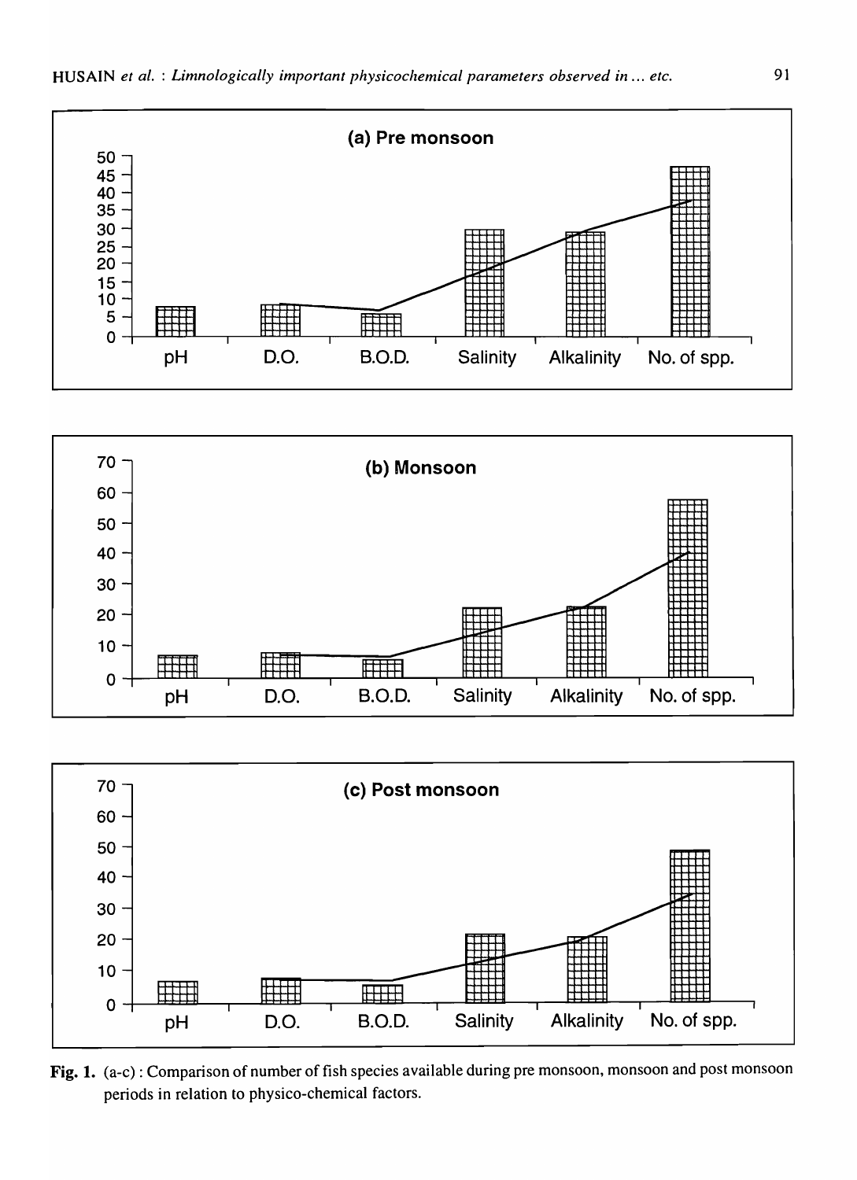Fig. 1. (a-c) : Comparison of number of fish species available during pre monsoon, monsoon and post monsoon periods in relation to physico-chemical factors.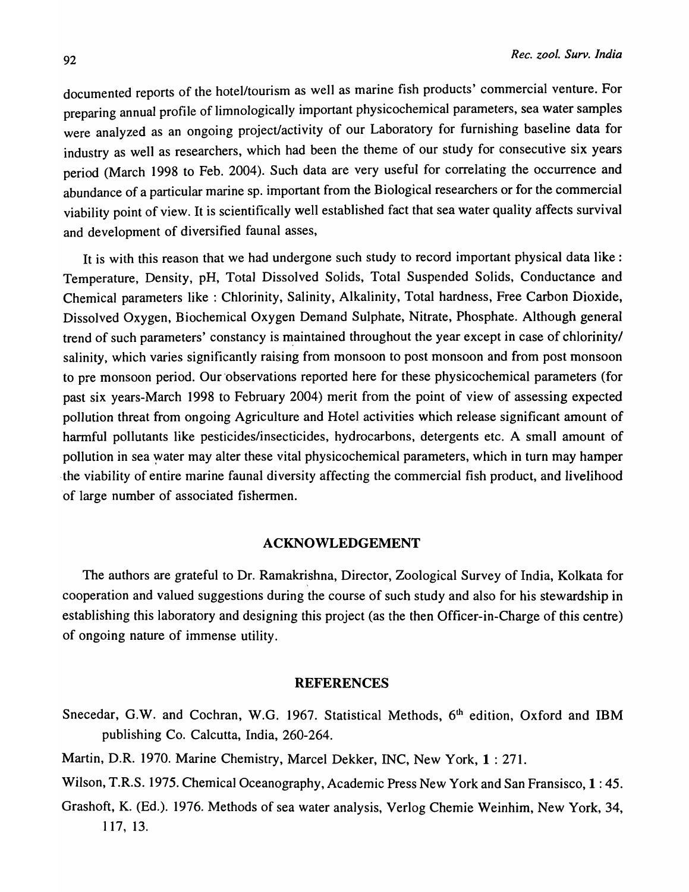documented reports of the hotel/tourism as well as marine fish products' commercial venture. For preparing annual profile of limnologically important physicochemical parameters, sea water samples were analyzed as an ongoing project/activity of our Laboratory for furnishing baseline data for industry as well as researchers, which had been the theme of our study for consecutive six years period (March 1998 to Feb. 2004). Such data are very useful for correlating the occurrence and abundance of a particular marine sp. important from the Biological researchers or for the commercial viability point of view. It is scientifically well established fact that sea water quality affects survival and development of diversified faunal asses,

It is with this reason that we had undergone such study to record important physical data like : Temperature, Density, pH, Total Dissolved Solids, Total Suspended Solids, Conductance and Chemical parameters like : Chlorinity, Salinity, Alkalinity, Total hardness, Free Carbon Dioxide, Dissolved Oxygen, Biochemical Oxygen Demand Sulphate, Nitrate, Phosphate. Although general trend of such parameters' constancy is maintained throughout the year except in case of chlorinity/ salinity, which varies significantly raising from monsoon to post monsoon and from post monsoon to pre monsoon period. Our observations reported here for these physicochemical parameters (for past six years-March 1998 to February 2004) merit from the point of view of assessing expected pollution threat from ongoing Agriculture and Hotel activities which release significant amount of harmful pollutants like pesticides/insecticides, hydrocarbons, detergents etc. A small amount of pollution in sea water may alter these vital physicochemical parameters, which in turn may hamper the viability of entire marine faunal diversity affecting the commercial fish product, and livelihood of large number of associated fishermen.

## ACKNOWLEDGEMENT

The authors are grateful to Dr. Ramakrishna, Director, Zoological Survey of India, Kolkata for cooperation and valued suggestions during the course of such study and also for his stewardship in establishing this laboratory and designing this project (as the then Officer-in-Charge of this centre) of ongoing nature of immense utility.

## REFERENCES

Snecedar, G.W. and Cochran, W.G. 1967. Statistical Methods, 6th edition, Oxford and IBM publishing Co. Calcutta, India, 260-264.

Martin, D.R. 1970. Marine Chemistry, Marcel Dekker, INC, New York, **1** : 271.

Wilson, T.R.S. 1975. Chemical Oceanography, Academic Press New York and San Fransisco, **1** : 45.

Grashoft, K. (Ed.). 1976. Methods of sea water analysis, Verlog Chemie Weinhim, New York, 34, 117, 13.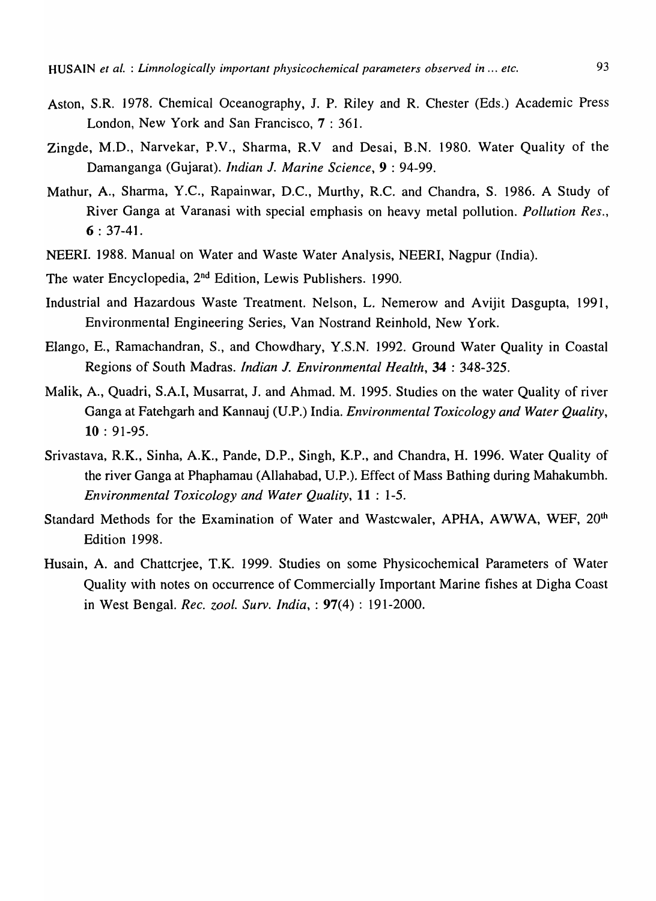Aston, S.R. 1978. Chemical Oceanography, J. P. Riley and R. Chester (Eds.) Academic Press London, New York and San Francisco, **7** : 361.

Zingde, M.D., Narvekar, P.V., Sharma, R.V and Desai, B.N. 1980. Water Quality of the Damanganga (Gujarat). *Indian J. Marine Science*, **9** : 94-99.

Mathur, A., Sharma, Y.C., Rapainwar, D.C., Murthy, R.C. and Chandra, S. 1986. A Study of River Ganga at Varanasi with special emphasis on heavy metal pollution. *Pollution Res.*, **6** : 37-41.

NEERI. 1988. Manual on Water and Waste Water Analysis, NEERI, Nagpur (India).

The water Encyclopedia, 2nd Edition, Lewis Publishers. 1990.

Industrial and Hazardous Waste Treatment. Nelson, L. Nemerow and Avijit Dasgupta, 1991, Environmental Engineering Series, Van Nostrand Reinhold, New York.

Elango, E., Ramachandran, S., and Chowdhary, Y.S.N. 1992. Ground Water Quality in Coastal Regions of South Madras. *Indian J. Environmental Health*, **34** : 348-325.

Malik, A., Quadri, S.A.I, Musarrat, J. and Ahmad. M. 1995. Studies on the water Quality of river Ganga at Fatehgarh and Kannauj (U.P.) India. *Environmental Toxicology and Water Quality*, **10** : 91-95.

Srivastava, R.K., Sinha, A.K., Pande, D.P., Singh, K.P., and Chandra, H. 1996. Water Quality of the river Ganga at Phaphamau (Allahabad, U.P.). Effect of Mass Bathing during Mahakumbh. *Environmental Toxicology and Water Quality*, **11** : 1-5.

Standard Methods for the Examination of Water and Wastcwaler, APHA, AWWA, WEF, 20th Edition 1998.

Husain, A. and Chattcrjee, T.K. 1999. Studies on some Physicochemical Parameters of Water Quality with notes on occurrence of Commercially Important Marine fishes at Digha Coast in West Bengal. *Rec. zool. Surv. India*, : **97**(4) : 191-2000.